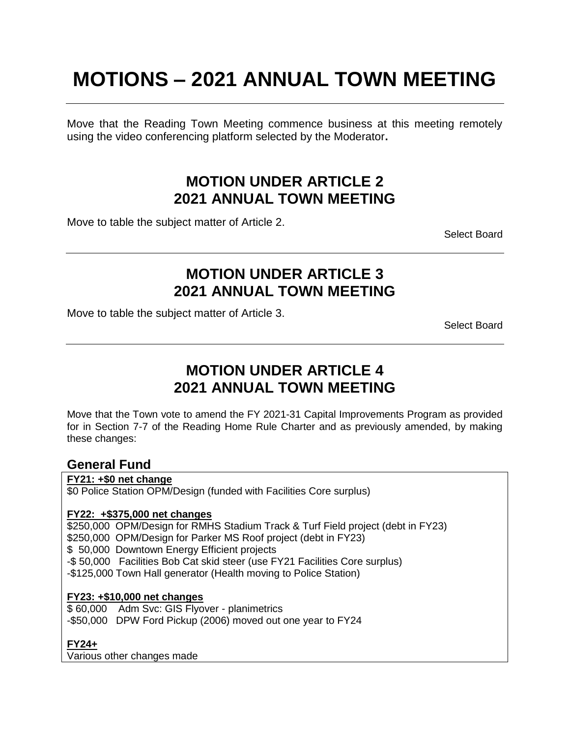# MOTIONS – 2021 ANNUAL TOWN MEETING

---

Move that the Reading Town Meeting commence business at this meeting remotely using the video conferencing platform selected by the Moderator**.**

## MOTION UNDER ARTICLE 2
## 2021 ANNUAL TOWN MEETING

Move to table the subject matter of Article 2.

Select Board

---

## MOTION UNDER ARTICLE 3
## 2021 ANNUAL TOWN MEETING

Move to table the subject matter of Article 3.

Select Board

---

## MOTION UNDER ARTICLE 4
## 2021 ANNUAL TOWN MEETING

Move that the Town vote to amend the FY 2021-31 Capital Improvements Program as provided for in Section 7-7 of the Reading Home Rule Charter and as previously amended, by making these changes:

### General Fund

**FY21: +$0 net change**
$0 Police Station OPM/Design (funded with Facilities Core surplus)

**FY22: +$375,000 net changes**
$250,000 OPM/Design for RMHS Stadium Track & Turf Field project (debt in FY23)
$250,000 OPM/Design for Parker MS Roof project (debt in FY23)
$ 50,000 Downtown Energy Efficient projects
-$ 50,000 Facilities Bob Cat skid steer (use FY21 Facilities Core surplus)
-$125,000 Town Hall generator (Health moving to Police Station)

**FY23: +$10,000 net changes**
$ 60,000 Adm Svc: GIS Flyover - planimetrics
-$50,000 DPW Ford Pickup (2006) moved out one year to FY24

**FY24+**
Various other changes made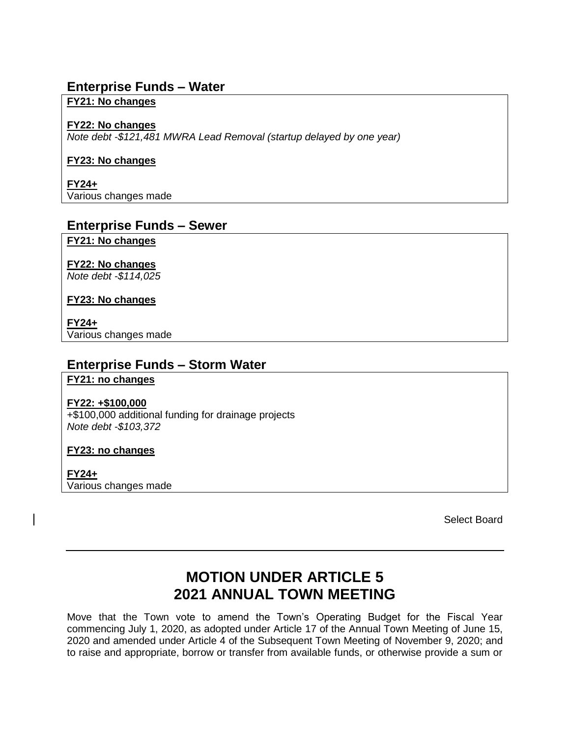## Enterprise Funds – Water

**FY21: No changes**

**FY22: No changes**
*Note debt -$121,481 MWRA Lead Removal (startup delayed by one year)*

**FY23: No changes**

**FY24+**
Various changes made

## Enterprise Funds – Sewer

**FY21: No changes**

**FY22: No changes**
*Note debt -$114,025*

**FY23: No changes**

**FY24+**
Various changes made

## Enterprise Funds – Storm Water

**FY21: no changes**

**FY22: +$100,000**
+$100,000 additional funding for drainage projects
*Note debt -$103,372*

**FY23: no changes**

**FY24+**
Various changes made

Select Board

---

# MOTION UNDER ARTICLE 5
# 2021 ANNUAL TOWN MEETING

Move that the Town vote to amend the Town's Operating Budget for the Fiscal Year commencing July 1, 2020, as adopted under Article 17 of the Annual Town Meeting of June 15, 2020 and amended under Article 4 of the Subsequent Town Meeting of November 9, 2020; and to raise and appropriate, borrow or transfer from available funds, or otherwise provide a sum or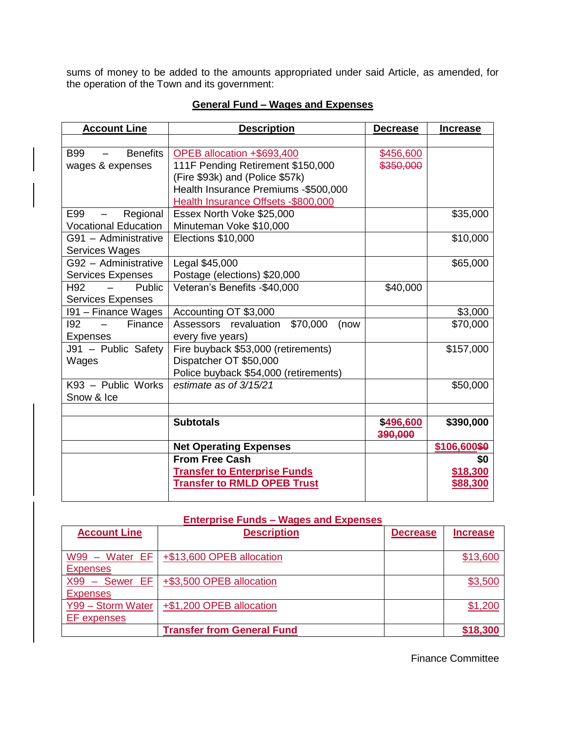sums of money to be added to the amounts appropriated under said Article, as amended, for the operation of the Town and its government:

**General Fund – Wages and Expenses**

| Account Line | Description | Decrease | Increase |
|---|---|---|---|
| | | | |
| B99 – Benefits wages & expenses | OPEB allocation +$693,400<br>111F Pending Retirement $150,000 (Fire $93k) and (Police $57k)<br>Health Insurance Premiums -$500,000<br>Health Insurance Offsets -$800,000 | $456,600<br>~~$350,000~~ | |
| E99 – Regional Vocational Education | Essex North Voke $25,000<br>Minuteman Voke $10,000 | | $35,000 |
| G91 – Administrative Services Wages | Elections $10,000 | | $10,000 |
| G92 – Administrative Services Expenses | Legal $45,000<br>Postage (elections) $20,000 | | $65,000 |
| H92 – Public Services Expenses | Veteran's Benefits -$40,000 | $40,000 | |
| I91 – Finance Wages | Accounting OT $3,000 | | $3,000 |
| I92 – Finance Expenses | Assessors revaluation $70,000 (now every five years) | | $70,000 |
| J91 – Public Safety Wages | Fire buyback $53,000 (retirements)<br>Dispatcher OT $50,000<br>Police buyback $54,000 (retirements) | | $157,000 |
| K93 – Public Works Snow & Ice | *estimate as of 3/15/21* | | $50,000 |
| | | | |
| | **Subtotals** | **$496,600 ~~390,000~~** | **$390,000** |
| | **Net Operating Expenses** | | **$106,600~~$0~~** |
| | **From Free Cash**<br>**Transfer to Enterprise Funds**<br>**Transfer to RMLD OPEB Trust** | | **$0**<br>**$18,300**<br>**$88,300** |

**Enterprise Funds – Wages and Expenses**

| Account Line | Description | Decrease | Increase |
|---|---|---|---|
| W99 – Water EF Expenses | +$13,600 OPEB allocation | | $13,600 |
| X99 – Sewer EF Expenses | +$3,500 OPEB allocation | | $3,500 |
| Y99 – Storm Water EF expenses | +$1,200 OPEB allocation | | $1,200 |
| | **Transfer from General Fund** | | **$18,300** |

Finance Committee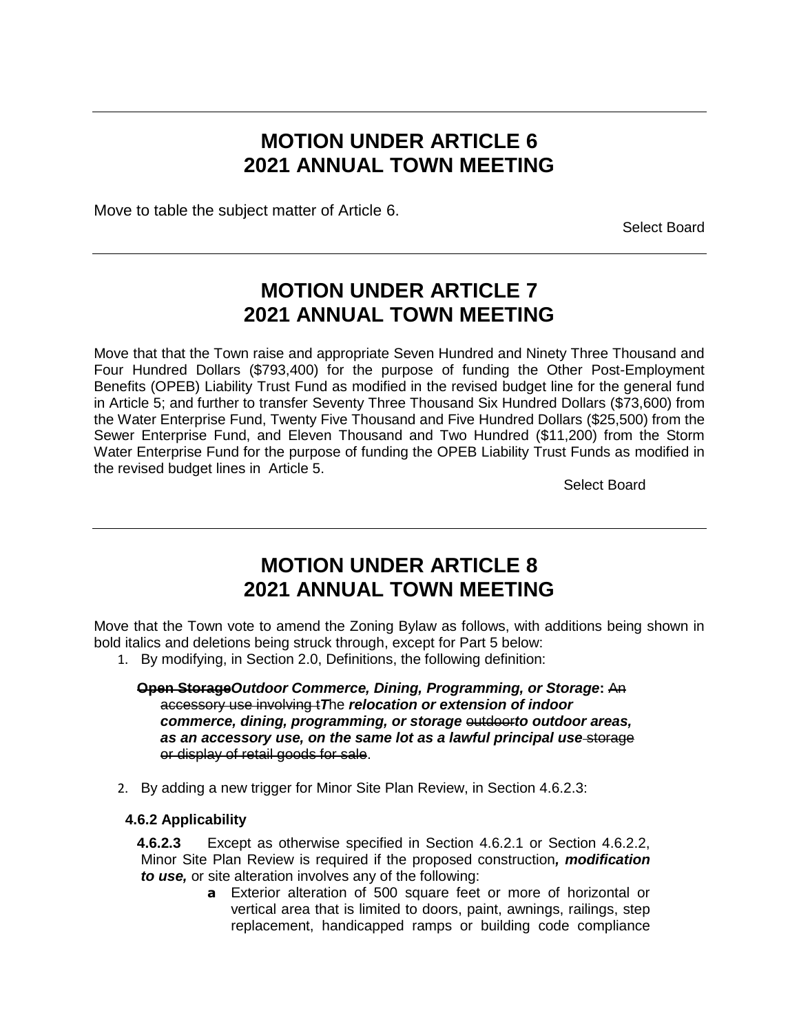---

## MOTION UNDER ARTICLE 6
## 2021 ANNUAL TOWN MEETING

Move to table the subject matter of Article 6.

Select Board

---

## MOTION UNDER ARTICLE 7
## 2021 ANNUAL TOWN MEETING

Move that that the Town raise and appropriate Seven Hundred and Ninety Three Thousand and Four Hundred Dollars ($793,400) for the purpose of funding the Other Post-Employment Benefits (OPEB) Liability Trust Fund as modified in the revised budget line for the general fund in Article 5; and further to transfer Seventy Three Thousand Six Hundred Dollars ($73,600) from the Water Enterprise Fund, Twenty Five Thousand and Five Hundred Dollars ($25,500) from the Sewer Enterprise Fund, and Eleven Thousand and Two Hundred ($11,200) from the Storm Water Enterprise Fund for the purpose of funding the OPEB Liability Trust Funds as modified in the revised budget lines in Article 5.

Select Board

---

## MOTION UNDER ARTICLE 8
## 2021 ANNUAL TOWN MEETING

Move that the Town vote to amend the Zoning Bylaw as follows, with additions being shown in bold italics and deletions being struck through, except for Part 5 below:

1. By modifying, in Section 2.0, Definitions, the following definition:

   **~~Open Storage~~*Outdoor Commerce, Dining, Programming, or Storage*:** ~~An accessory use involving t~~***T***he ***relocation or extension of indoor commerce, dining, programming, or storage*** ~~outdoor~~***to outdoor areas, as an accessory use, on the same lot as a lawful principal use*** ~~storage or display of retail goods for sale~~.

2. By adding a new trigger for Minor Site Plan Review, in Section 4.6.2.3:

**4.6.2 Applicability**

**4.6.2.3** Except as otherwise specified in Section 4.6.2.1 or Section 4.6.2.2, Minor Site Plan Review is required if the proposed construction***, modification to use,*** or site alteration involves any of the following:

a. Exterior alteration of 500 square feet or more of horizontal or vertical area that is limited to doors, paint, awnings, railings, step replacement, handicapped ramps or building code compliance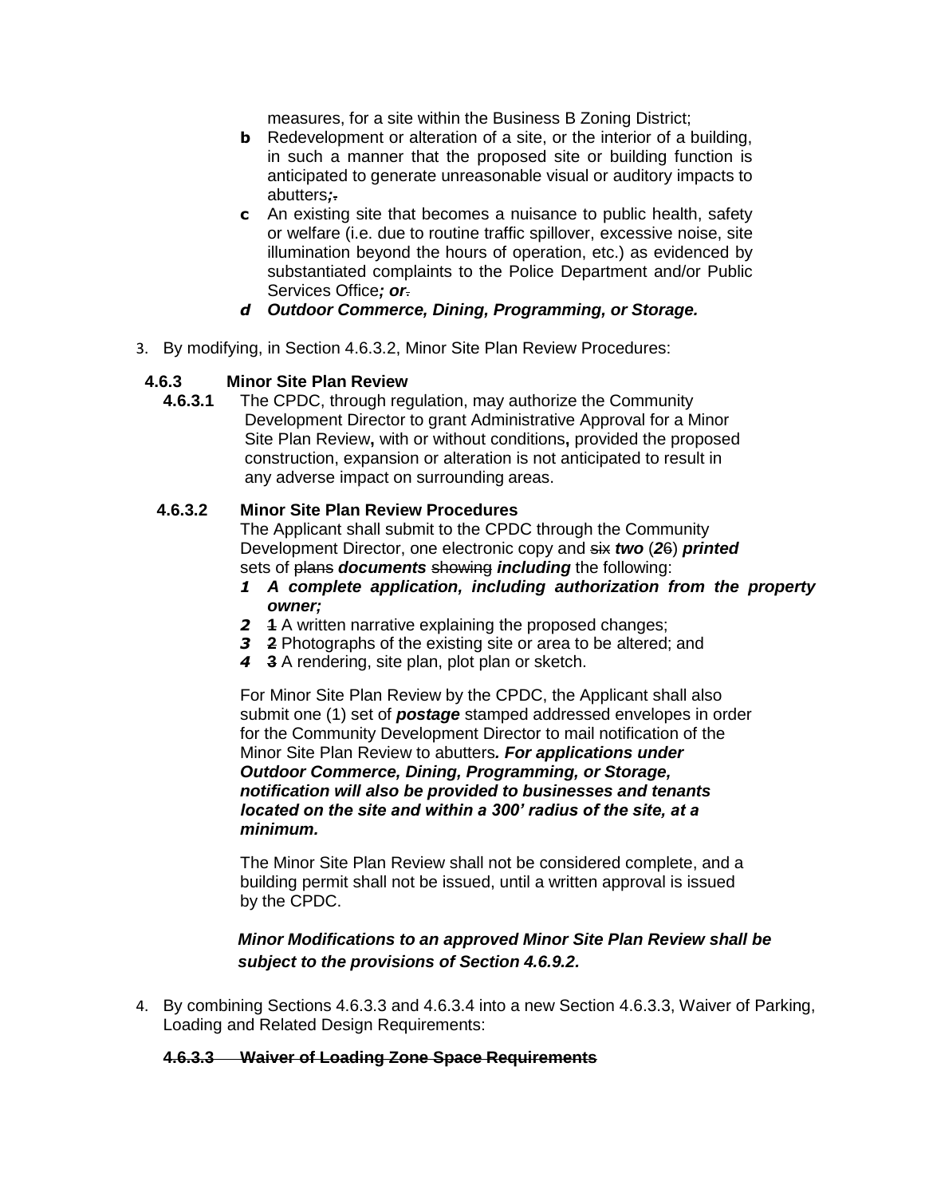measures, for a site within the Business B Zoning District;

**b** Redevelopment or alteration of a site, or the interior of a building, in such a manner that the proposed site or building function is anticipated to generate unreasonable visual or auditory impacts to abutters***;*** ~~.~~

**c** An existing site that becomes a nuisance to public health, safety or welfare (i.e. due to routine traffic spillover, excessive noise, site illumination beyond the hours of operation, etc.) as evidenced by substantiated complaints to the Police Department and/or Public Services Office***; or*** ~~.~~

***d Outdoor Commerce, Dining, Programming, or Storage.***

3. By modifying, in Section 4.6.3.2, Minor Site Plan Review Procedures:

**4.6.3 Minor Site Plan Review**

**4.6.3.1** The CPDC, through regulation, may authorize the Community Development Director to grant Administrative Approval for a Minor Site Plan Review**,** with or without conditions**,** provided the proposed construction, expansion or alteration is not anticipated to result in any adverse impact on surrounding areas.

**4.6.3.2 Minor Site Plan Review Procedures**

The Applicant shall submit to the CPDC through the Community Development Director, one electronic copy and ~~six~~ ***two*** (***2***~~6~~) ***printed*** sets of ~~plans~~ ***documents*** ~~showing~~ ***including*** the following:

***1 A complete application, including authorization from the property owner;***

***2*** ~~**1**~~ A written narrative explaining the proposed changes;

***3*** ~~**2**~~ Photographs of the existing site or area to be altered; and

***4*** ~~**3**~~ A rendering, site plan, plot plan or sketch.

For Minor Site Plan Review by the CPDC, the Applicant shall also submit one (1) set of ***postage*** stamped addressed envelopes in order for the Community Development Director to mail notification of the Minor Site Plan Review to abutters***. For applications under Outdoor Commerce, Dining, Programming, or Storage, notification will also be provided to businesses and tenants located on the site and within a 300' radius of the site, at a minimum.***

The Minor Site Plan Review shall not be considered complete, and a building permit shall not be issued, until a written approval is issued by the CPDC.

***Minor Modifications to an approved Minor Site Plan Review shall be subject to the provisions of Section 4.6.9.2.***

4. By combining Sections 4.6.3.3 and 4.6.3.4 into a new Section 4.6.3.3, Waiver of Parking, Loading and Related Design Requirements:

~~**4.6.3.3 Waiver of Loading Zone Space Requirements**~~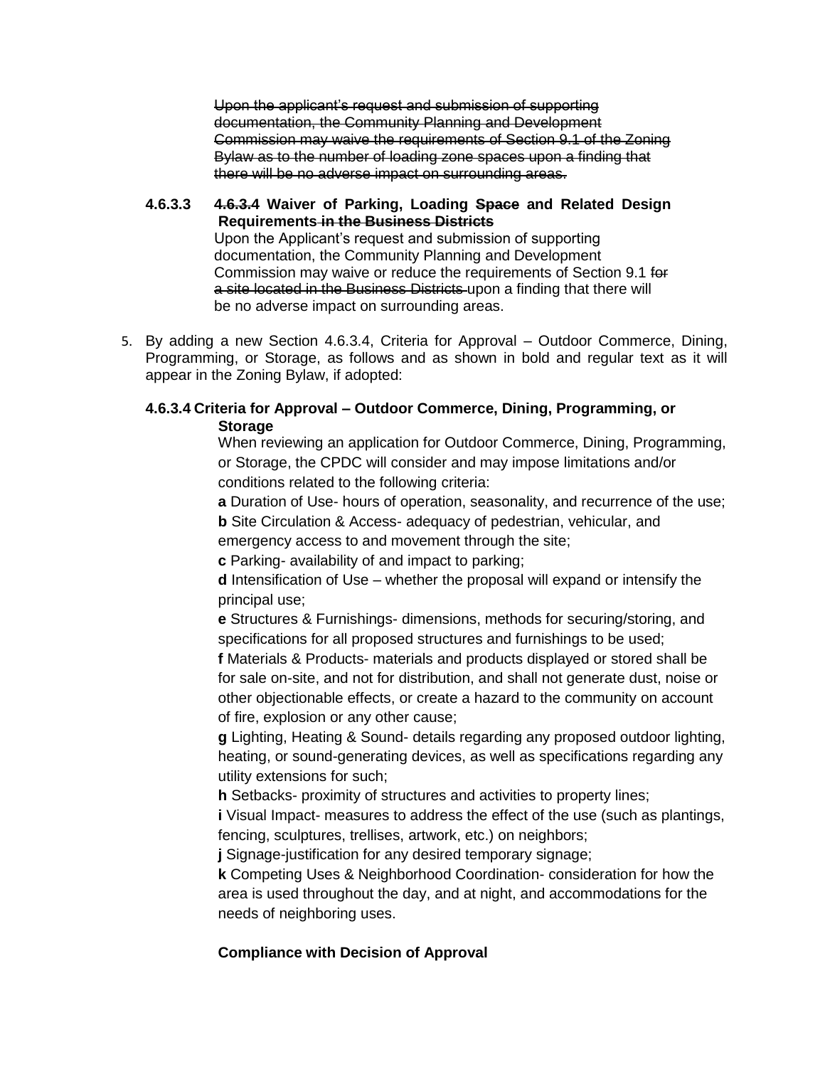~~Upon the applicant's request and submission of supporting documentation, the Community Planning and Development Commission may waive the requirements of Section 9.1 of the Zoning Bylaw as to the number of loading zone spaces upon a finding that there will be no adverse impact on surrounding areas.~~

**4.6.3.3** **~~4.6.3.4~~ Waiver of Parking, Loading ~~Space~~ and Related Design Requirements ~~in the Business Districts~~**

Upon the Applicant's request and submission of supporting documentation, the Community Planning and Development Commission may waive or reduce the requirements of Section 9.1 ~~for a site located in the Business Districts~~ upon a finding that there will be no adverse impact on surrounding areas.

5. By adding a new Section 4.6.3.4, Criteria for Approval – Outdoor Commerce, Dining, Programming, or Storage, as follows and as shown in bold and regular text as it will appear in the Zoning Bylaw, if adopted:

**4.6.3.4 Criteria for Approval – Outdoor Commerce, Dining, Programming, or Storage**

When reviewing an application for Outdoor Commerce, Dining, Programming, or Storage, the CPDC will consider and may impose limitations and/or conditions related to the following criteria:

**a** Duration of Use- hours of operation, seasonality, and recurrence of the use;

**b** Site Circulation & Access- adequacy of pedestrian, vehicular, and emergency access to and movement through the site;

**c** Parking- availability of and impact to parking;

**d** Intensification of Use – whether the proposal will expand or intensify the principal use;

**e** Structures & Furnishings- dimensions, methods for securing/storing, and specifications for all proposed structures and furnishings to be used;

**f** Materials & Products- materials and products displayed or stored shall be for sale on-site, and not for distribution, and shall not generate dust, noise or other objectionable effects, or create a hazard to the community on account of fire, explosion or any other cause;

**g** Lighting, Heating & Sound- details regarding any proposed outdoor lighting, heating, or sound-generating devices, as well as specifications regarding any utility extensions for such;

**h** Setbacks- proximity of structures and activities to property lines;

**i** Visual Impact- measures to address the effect of the use (such as plantings, fencing, sculptures, trellises, artwork, etc.) on neighbors;

**j** Signage-justification for any desired temporary signage;

**k** Competing Uses & Neighborhood Coordination- consideration for how the area is used throughout the day, and at night, and accommodations for the needs of neighboring uses.

**Compliance with Decision of Approval**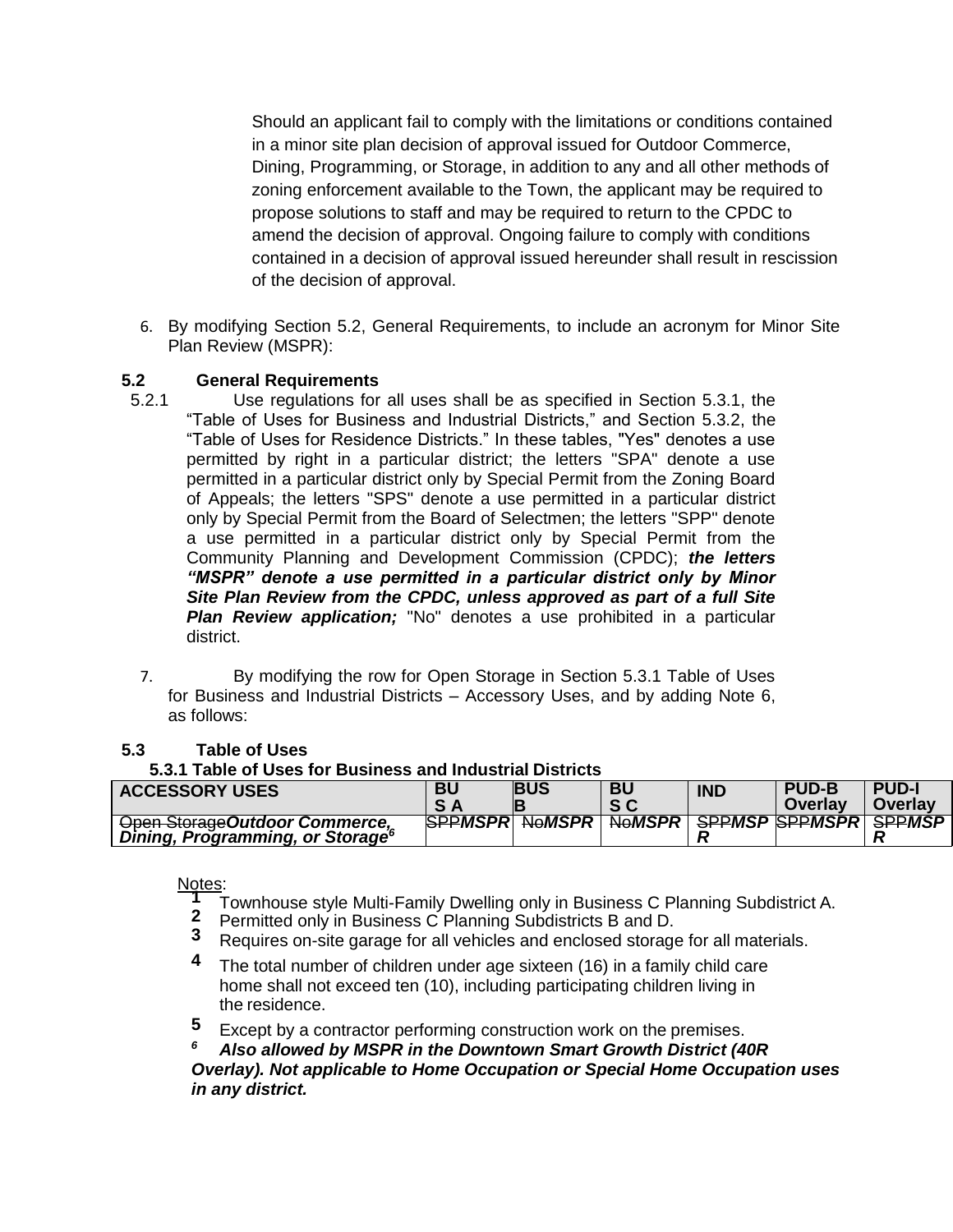Should an applicant fail to comply with the limitations or conditions contained in a minor site plan decision of approval issued for Outdoor Commerce, Dining, Programming, or Storage, in addition to any and all other methods of zoning enforcement available to the Town, the applicant may be required to propose solutions to staff and may be required to return to the CPDC to amend the decision of approval. Ongoing failure to comply with conditions contained in a decision of approval issued hereunder shall result in rescission of the decision of approval.

6. By modifying Section 5.2, General Requirements, to include an acronym for Minor Site Plan Review (MSPR):

**5.2 General Requirements**

5.2.1 Use regulations for all uses shall be as specified in Section 5.3.1, the "Table of Uses for Business and Industrial Districts," and Section 5.3.2, the "Table of Uses for Residence Districts." In these tables, "Yes" denotes a use permitted by right in a particular district; the letters "SPA" denote a use permitted in a particular district only by Special Permit from the Zoning Board of Appeals; the letters "SPS" denote a use permitted in a particular district only by Special Permit from the Board of Selectmen; the letters "SPP" denote a use permitted in a particular district only by Special Permit from the Community Planning and Development Commission (CPDC); ***the letters "MSPR" denote a use permitted in a particular district only by Minor Site Plan Review from the CPDC, unless approved as part of a full Site Plan Review application;*** "No" denotes a use prohibited in a particular district.

7. By modifying the row for Open Storage in Section 5.3.1 Table of Uses for Business and Industrial Districts – Accessory Uses, and by adding Note 6, as follows:

**5.3 Table of Uses**

**5.3.1 Table of Uses for Business and Industrial Districts**

| ACCESSORY USES | BUS A | BUS B | BUS C | IND | PUD-B Overlay | PUD-I Overlay |
|---|---|---|---|---|---|---|
| ~~Open Storage~~***Outdoor Commerce, Dining, Programming, or Storage***[6] | ~~SPP~~***MSPR*** | ~~No~~***MSPR*** | ~~No~~***MSPR*** | ~~SPP~~***MSPR*** | ~~SPP~~***MSPR*** | ~~SPP~~***MSPR*** |

Notes:

1 Townhouse style Multi-Family Dwelling only in Business C Planning Subdistrict A.

2 Permitted only in Business C Planning Subdistricts B and D.

3 Requires on-site garage for all vehicles and enclosed storage for all materials.

4 The total number of children under age sixteen (16) in a family child care home shall not exceed ten (10), including participating children living in the residence.

5 Except by a contractor performing construction work on the premises.

***6 Also allowed by MSPR in the Downtown Smart Growth District (40R Overlay). Not applicable to Home Occupation or Special Home Occupation uses in any district.***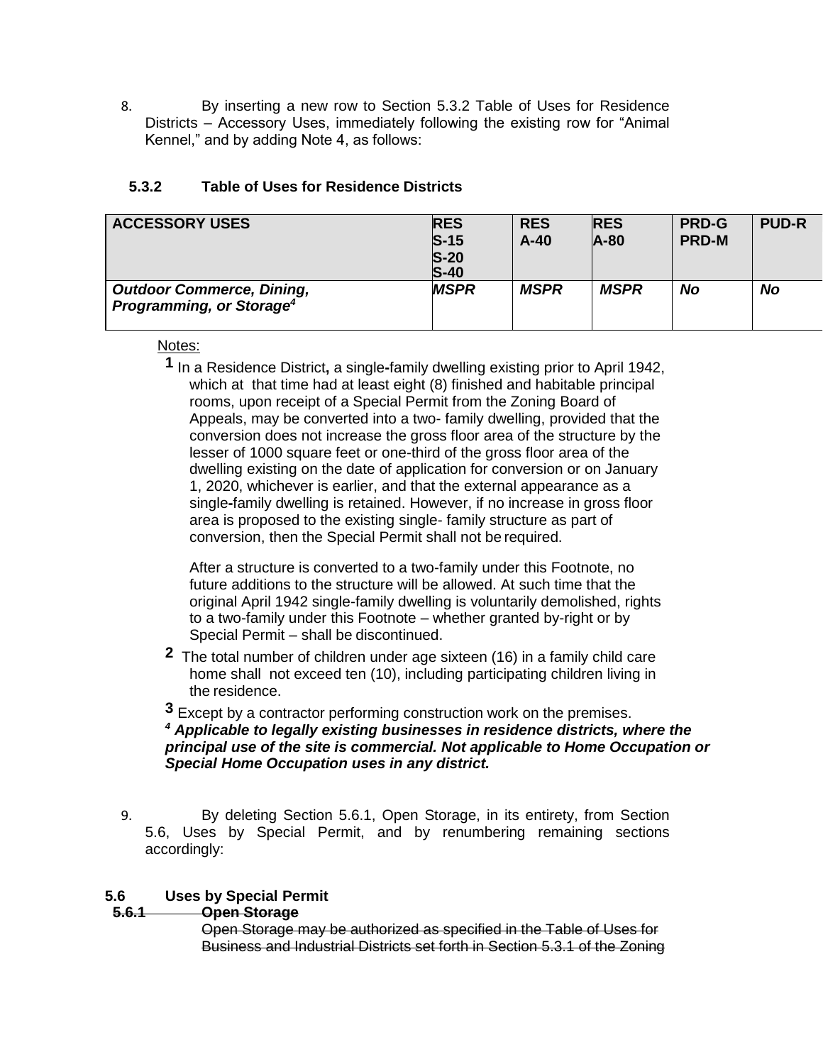8. By inserting a new row to Section 5.3.2 Table of Uses for Residence Districts – Accessory Uses, immediately following the existing row for "Animal Kennel," and by adding Note 4, as follows:

### 5.3.2 Table of Uses for Residence Districts

| ACCESSORY USES | RES S-15 S-20 S-40 | RES A-40 | RES A-80 | PRD-G PRD-M | PUD-R |
|---|---|---|---|---|---|
| ***Outdoor Commerce, Dining, Programming, or Storage*[4]** | ***MSPR*** | ***MSPR*** | ***MSPR*** | ***No*** | ***No*** |

Notes:

**1** In a Residence District**,** a single**-**family dwelling existing prior to April 1942, which at that time had at least eight (8) finished and habitable principal rooms, upon receipt of a Special Permit from the Zoning Board of Appeals, may be converted into a two- family dwelling, provided that the conversion does not increase the gross floor area of the structure by the lesser of 1000 square feet or one-third of the gross floor area of the dwelling existing on the date of application for conversion or on January 1, 2020, whichever is earlier, and that the external appearance as a single**-**family dwelling is retained. However, if no increase in gross floor area is proposed to the existing single- family structure as part of conversion, then the Special Permit shall not be required.

After a structure is converted to a two-family under this Footnote, no future additions to the structure will be allowed. At such time that the original April 1942 single-family dwelling is voluntarily demolished, rights to a two-family under this Footnote – whether granted by-right or by Special Permit – shall be discontinued.

**2** The total number of children under age sixteen (16) in a family child care home shall not exceed ten (10), including participating children living in the residence.

**3** Except by a contractor performing construction work on the premises.

***4 Applicable to legally existing businesses in residence districts, where the principal use of the site is commercial. Not applicable to Home Occupation or Special Home Occupation uses in any district.***

9. By deleting Section 5.6.1, Open Storage, in its entirety, from Section 5.6, Uses by Special Permit, and by renumbering remaining sections accordingly:

**5.6 Uses by Special Permit**

~~**5.6.1 Open Storage**~~

~~Open Storage may be authorized as specified in the Table of Uses for Business and Industrial Districts set forth in Section 5.3.1 of the Zoning~~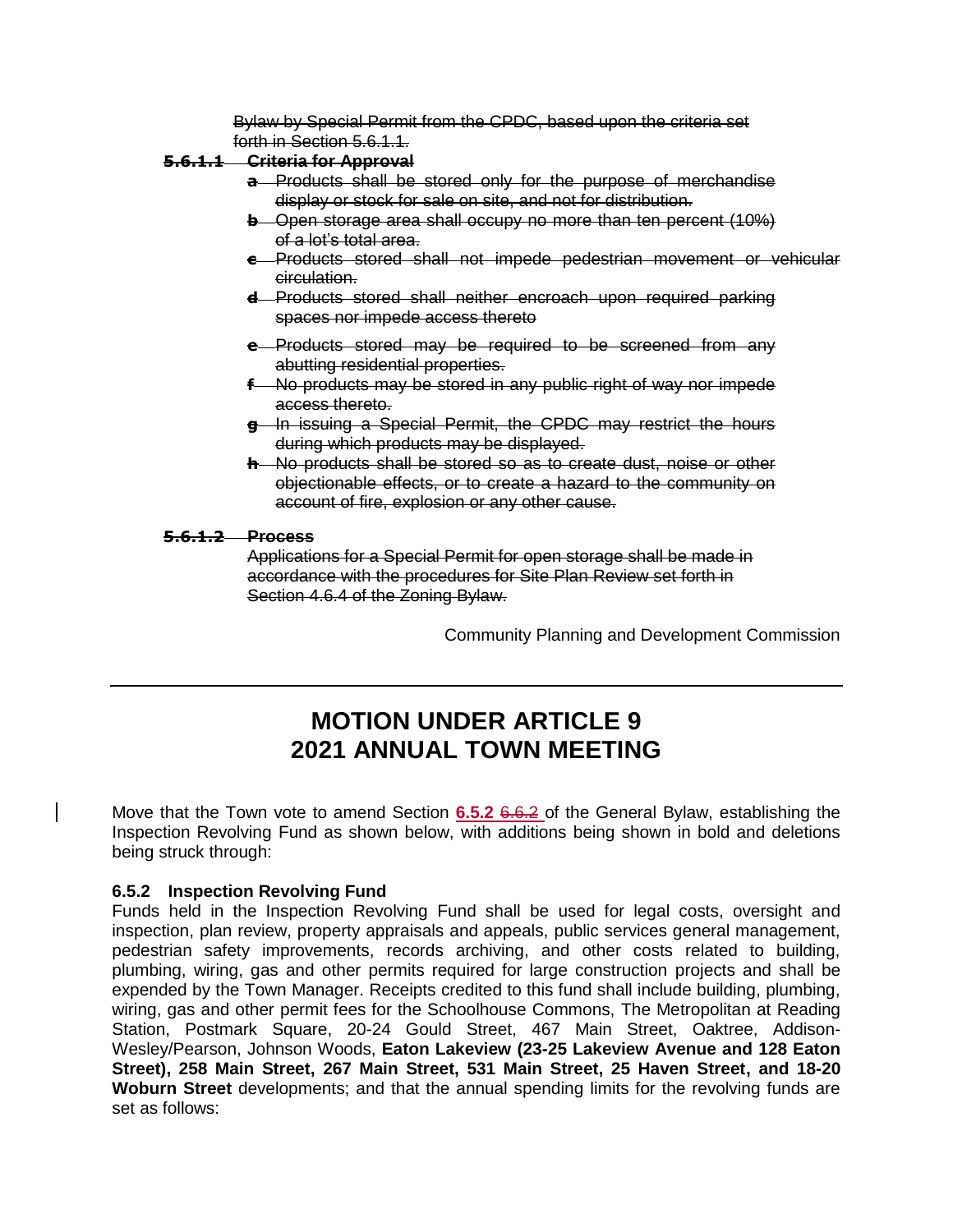~~Bylaw by Special Permit from the CPDC, based upon the criteria set forth in Section 5.6.1.1.~~

~~**5.6.1.1 Criteria for Approval**~~

- ~~**a** Products shall be stored only for the purpose of merchandise display or stock for sale on site, and not for distribution.~~
- ~~**b** Open storage area shall occupy no more than ten percent (10%) of a lot's total area.~~
- ~~**c** Products stored shall not impede pedestrian movement or vehicular circulation.~~
- ~~**d** Products stored shall neither encroach upon required parking spaces nor impede access thereto~~
- ~~**e** Products stored may be required to be screened from any abutting residential properties.~~
- ~~**f** No products may be stored in any public right of way nor impede access thereto.~~
- ~~**g** In issuing a Special Permit, the CPDC may restrict the hours during which products may be displayed.~~
- ~~**h** No products shall be stored so as to create dust, noise or other objectionable effects, or to create a hazard to the community on account of fire, explosion or any other cause.~~

~~**5.6.1.2 Process**~~

~~Applications for a Special Permit for open storage shall be made in accordance with the procedures for Site Plan Review set forth in Section 4.6.4 of the Zoning Bylaw.~~

Community Planning and Development Commission

---

# MOTION UNDER ARTICLE 9
# 2021 ANNUAL TOWN MEETING

Move that the Town vote to amend Section **6.5.2** ~~6.6.2~~ of the General Bylaw, establishing the Inspection Revolving Fund as shown below, with additions being shown in bold and deletions being struck through:

**6.5.2 Inspection Revolving Fund**

Funds held in the Inspection Revolving Fund shall be used for legal costs, oversight and inspection, plan review, property appraisals and appeals, public services general management, pedestrian safety improvements, records archiving, and other costs related to building, plumbing, wiring, gas and other permits required for large construction projects and shall be expended by the Town Manager. Receipts credited to this fund shall include building, plumbing, wiring, gas and other permit fees for the Schoolhouse Commons, The Metropolitan at Reading Station, Postmark Square, 20-24 Gould Street, 467 Main Street, Oaktree, Addison-Wesley/Pearson, Johnson Woods, **Eaton Lakeview (23-25 Lakeview Avenue and 128 Eaton Street), 258 Main Street, 267 Main Street, 531 Main Street, 25 Haven Street, and 18-20 Woburn Street** developments; and that the annual spending limits for the revolving funds are set as follows: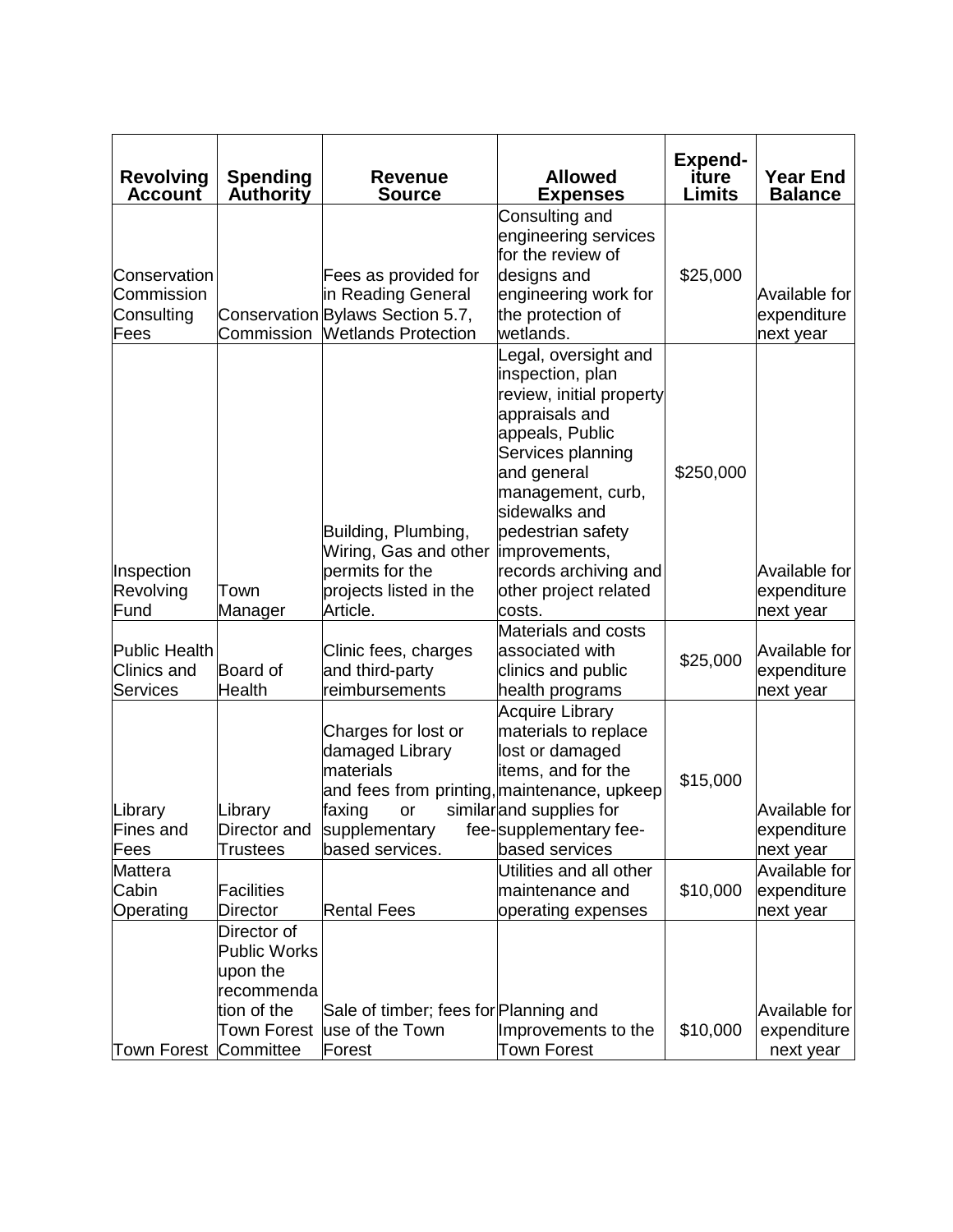| Revolving Account | Spending Authority | Revenue Source | Allowed Expenses | Expend-iture Limits | Year End Balance |
|---|---|---|---|---|---|
| Conservation Commission Consulting Fees | Conservation Commission | Fees as provided for in Reading General Bylaws Section 5.7, Wetlands Protection | Consulting and engineering services for the review of designs and engineering work for the protection of wetlands. | $25,000 | Available for expenditure next year |
| Inspection Revolving Fund | Town Manager | Building, Plumbing, Wiring, Gas and other permits for the projects listed in the Article. | Legal, oversight and inspection, plan review, initial property appraisals and appeals, Public Services planning and general management, curb, sidewalks and pedestrian safety improvements, records archiving and other project related costs. | $250,000 | Available for expenditure next year |
| Public Health Clinics and Services | Board of Health | Clinic fees, charges and third-party reimbursements | Materials and costs associated with clinics and public health programs | $25,000 | Available for expenditure next year |
| Library Fines and Fees | Library Director and Trustees | Charges for lost or damaged Library materials and fees from printing, faxing or similar supplementary fee-based services. | Acquire Library materials to replace lost or damaged items, and for the maintenance, upkeep and supplies for supplementary fee-based services | $15,000 | Available for expenditure next year |
| Mattera Cabin Operating | Facilities Director | Rental Fees | Utilities and all other maintenance and operating expenses | $10,000 | Available for expenditure next year |
| Town Forest | Director of Public Works upon the recommendation of the Town Forest Committee | Sale of timber; fees for use of the Town Forest | Planning and Improvements to the Town Forest | $10,000 | Available for expenditure next year |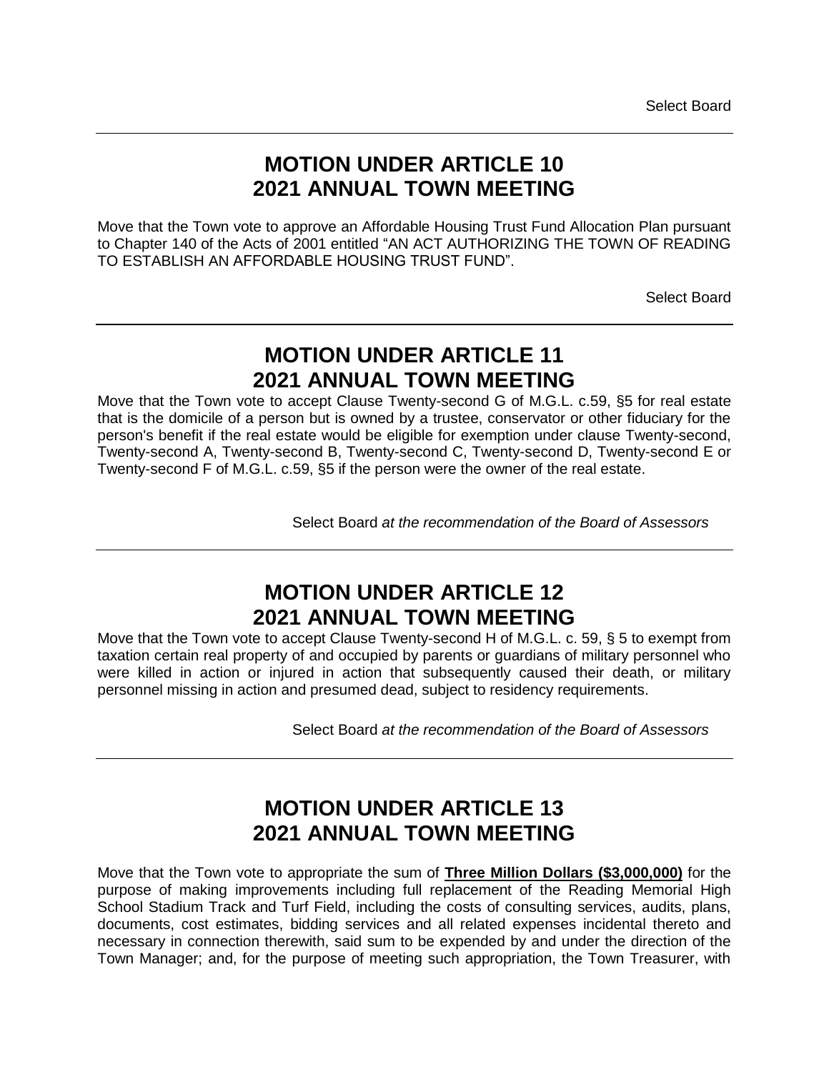Select Board

## MOTION UNDER ARTICLE 10
## 2021 ANNUAL TOWN MEETING

Move that the Town vote to approve an Affordable Housing Trust Fund Allocation Plan pursuant to Chapter 140 of the Acts of 2001 entitled "AN ACT AUTHORIZING THE TOWN OF READING TO ESTABLISH AN AFFORDABLE HOUSING TRUST FUND".

Select Board

## MOTION UNDER ARTICLE 11
## 2021 ANNUAL TOWN MEETING

Move that the Town vote to accept Clause Twenty-second G of M.G.L. c.59, §5 for real estate that is the domicile of a person but is owned by a trustee, conservator or other fiduciary for the person's benefit if the real estate would be eligible for exemption under clause Twenty-second, Twenty-second A, Twenty-second B, Twenty-second C, Twenty-second D, Twenty-second E or Twenty-second F of M.G.L. c.59, §5 if the person were the owner of the real estate.

Select Board *at the recommendation of the Board of Assessors*

## MOTION UNDER ARTICLE 12
## 2021 ANNUAL TOWN MEETING

Move that the Town vote to accept Clause Twenty-second H of M.G.L. c. 59, § 5 to exempt from taxation certain real property of and occupied by parents or guardians of military personnel who were killed in action or injured in action that subsequently caused their death, or military personnel missing in action and presumed dead, subject to residency requirements.

Select Board *at the recommendation of the Board of Assessors*

## MOTION UNDER ARTICLE 13
## 2021 ANNUAL TOWN MEETING

Move that the Town vote to appropriate the sum of **Three Million Dollars ($3,000,000)** for the purpose of making improvements including full replacement of the Reading Memorial High School Stadium Track and Turf Field, including the costs of consulting services, audits, plans, documents, cost estimates, bidding services and all related expenses incidental thereto and necessary in connection therewith, said sum to be expended by and under the direction of the Town Manager; and, for the purpose of meeting such appropriation, the Town Treasurer, with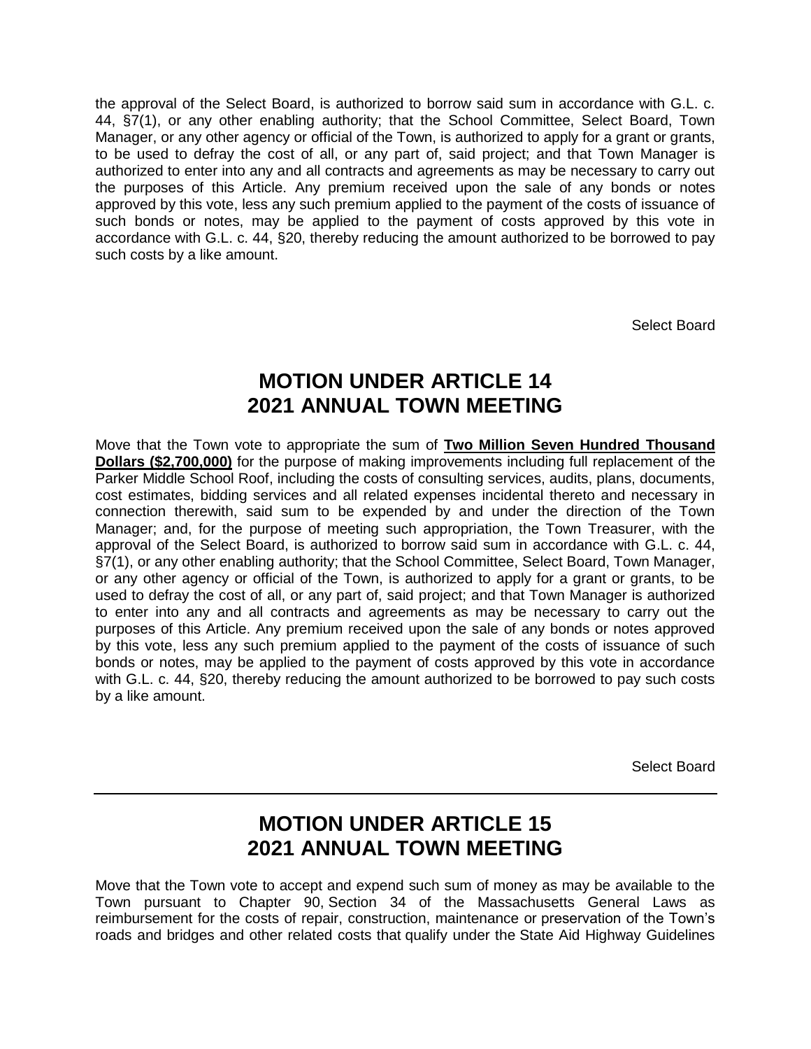the approval of the Select Board, is authorized to borrow said sum in accordance with G.L. c. 44, §7(1), or any other enabling authority; that the School Committee, Select Board, Town Manager, or any other agency or official of the Town, is authorized to apply for a grant or grants, to be used to defray the cost of all, or any part of, said project; and that Town Manager is authorized to enter into any and all contracts and agreements as may be necessary to carry out the purposes of this Article. Any premium received upon the sale of any bonds or notes approved by this vote, less any such premium applied to the payment of the costs of issuance of such bonds or notes, may be applied to the payment of costs approved by this vote in accordance with G.L. c. 44, §20, thereby reducing the amount authorized to be borrowed to pay such costs by a like amount.

Select Board

## MOTION UNDER ARTICLE 14
## 2021 ANNUAL TOWN MEETING

Move that the Town vote to appropriate the sum of **Two Million Seven Hundred Thousand Dollars ($2,700,000)** for the purpose of making improvements including full replacement of the Parker Middle School Roof, including the costs of consulting services, audits, plans, documents, cost estimates, bidding services and all related expenses incidental thereto and necessary in connection therewith, said sum to be expended by and under the direction of the Town Manager; and, for the purpose of meeting such appropriation, the Town Treasurer, with the approval of the Select Board, is authorized to borrow said sum in accordance with G.L. c. 44, §7(1), or any other enabling authority; that the School Committee, Select Board, Town Manager, or any other agency or official of the Town, is authorized to apply for a grant or grants, to be used to defray the cost of all, or any part of, said project; and that Town Manager is authorized to enter into any and all contracts and agreements as may be necessary to carry out the purposes of this Article. Any premium received upon the sale of any bonds or notes approved by this vote, less any such premium applied to the payment of the costs of issuance of such bonds or notes, may be applied to the payment of costs approved by this vote in accordance with G.L. c. 44, §20, thereby reducing the amount authorized to be borrowed to pay such costs by a like amount.

Select Board

---

## MOTION UNDER ARTICLE 15
## 2021 ANNUAL TOWN MEETING

Move that the Town vote to accept and expend such sum of money as may be available to the Town pursuant to Chapter 90, Section 34 of the Massachusetts General Laws as reimbursement for the costs of repair, construction, maintenance or preservation of the Town's roads and bridges and other related costs that qualify under the State Aid Highway Guidelines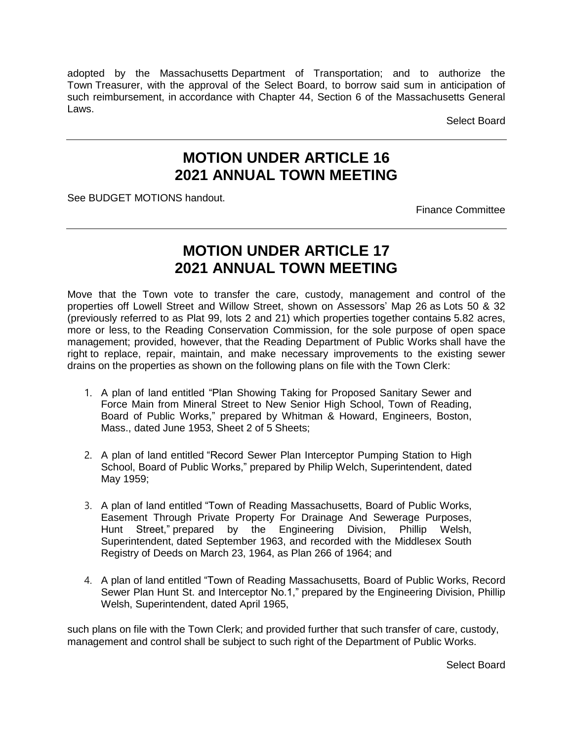adopted by the Massachusetts Department of Transportation; and to authorize the Town Treasurer, with the approval of the Select Board, to borrow said sum in anticipation of such reimbursement, in accordance with Chapter 44, Section 6 of the Massachusetts General Laws.

Select Board

---

## MOTION UNDER ARTICLE 16
## 2021 ANNUAL TOWN MEETING

See BUDGET MOTIONS handout.

Finance Committee

---

## MOTION UNDER ARTICLE 17
## 2021 ANNUAL TOWN MEETING

Move that the Town vote to transfer the care, custody, management and control of the properties off Lowell Street and Willow Street, shown on Assessors' Map 26 as Lots 50 & 32 (previously referred to as Plat 99, lots 2 and 21) which properties together contains 5.82 acres, more or less, to the Reading Conservation Commission, for the sole purpose of open space management; provided, however, that the Reading Department of Public Works shall have the right to replace, repair, maintain, and make necessary improvements to the existing sewer drains on the properties as shown on the following plans on file with the Town Clerk:

1. A plan of land entitled "Plan Showing Taking for Proposed Sanitary Sewer and Force Main from Mineral Street to New Senior High School, Town of Reading, Board of Public Works," prepared by Whitman & Howard, Engineers, Boston, Mass., dated June 1953, Sheet 2 of 5 Sheets;

2. A plan of land entitled "Record Sewer Plan Interceptor Pumping Station to High School, Board of Public Works," prepared by Philip Welch, Superintendent, dated May 1959;

3. A plan of land entitled "Town of Reading Massachusetts, Board of Public Works, Easement Through Private Property For Drainage And Sewerage Purposes, Hunt Street," prepared by the Engineering Division, Phillip Welsh, Superintendent, dated September 1963, and recorded with the Middlesex South Registry of Deeds on March 23, 1964, as Plan 266 of 1964; and

4. A plan of land entitled "Town of Reading Massachusetts, Board of Public Works, Record Sewer Plan Hunt St. and Interceptor No.1," prepared by the Engineering Division, Phillip Welsh, Superintendent, dated April 1965,

such plans on file with the Town Clerk; and provided further that such transfer of care, custody, management and control shall be subject to such right of the Department of Public Works.

Select Board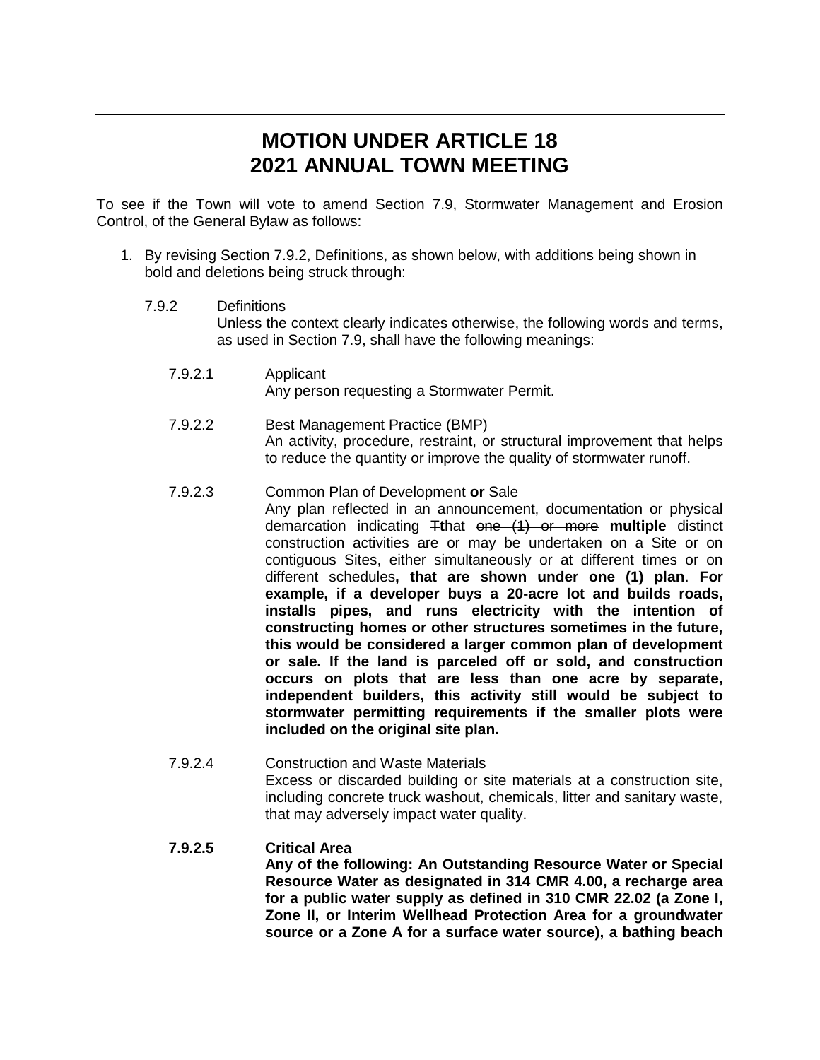# MOTION UNDER ARTICLE 18
# 2021 ANNUAL TOWN MEETING

To see if the Town will vote to amend Section 7.9, Stormwater Management and Erosion Control, of the General Bylaw as follows:

1. By revising Section 7.9.2, Definitions, as shown below, with additions being shown in bold and deletions being struck through:

7.9.2 Definitions
Unless the context clearly indicates otherwise, the following words and terms, as used in Section 7.9, shall have the following meanings:

7.9.2.1 Applicant
Any person requesting a Stormwater Permit.

7.9.2.2 Best Management Practice (BMP)
An activity, procedure, restraint, or structural improvement that helps to reduce the quantity or improve the quality of stormwater runoff.

7.9.2.3 Common Plan of Development **or** Sale
Any plan reflected in an announcement, documentation or physical demarcation indicating ~~T~~**t**hat ~~one (1) or more~~ **multiple** distinct construction activities are or may be undertaken on a Site or on contiguous Sites, either simultaneously or at different times or on different schedules**, that are shown under one (1) plan**. **For example, if a developer buys a 20-acre lot and builds roads, installs pipes, and runs electricity with the intention of constructing homes or other structures sometimes in the future, this would be considered a larger common plan of development or sale. If the land is parceled off or sold, and construction occurs on plots that are less than one acre by separate, independent builders, this activity still would be subject to stormwater permitting requirements if the smaller plots were included on the original site plan.**

7.9.2.4 Construction and Waste Materials
Excess or discarded building or site materials at a construction site, including concrete truck washout, chemicals, litter and sanitary waste, that may adversely impact water quality.

**7.9.2.5 Critical Area**
**Any of the following: An Outstanding Resource Water or Special Resource Water as designated in 314 CMR 4.00, a recharge area for a public water supply as defined in 310 CMR 22.02 (a Zone I, Zone II, or Interim Wellhead Protection Area for a groundwater source or a Zone A for a surface water source), a bathing beach**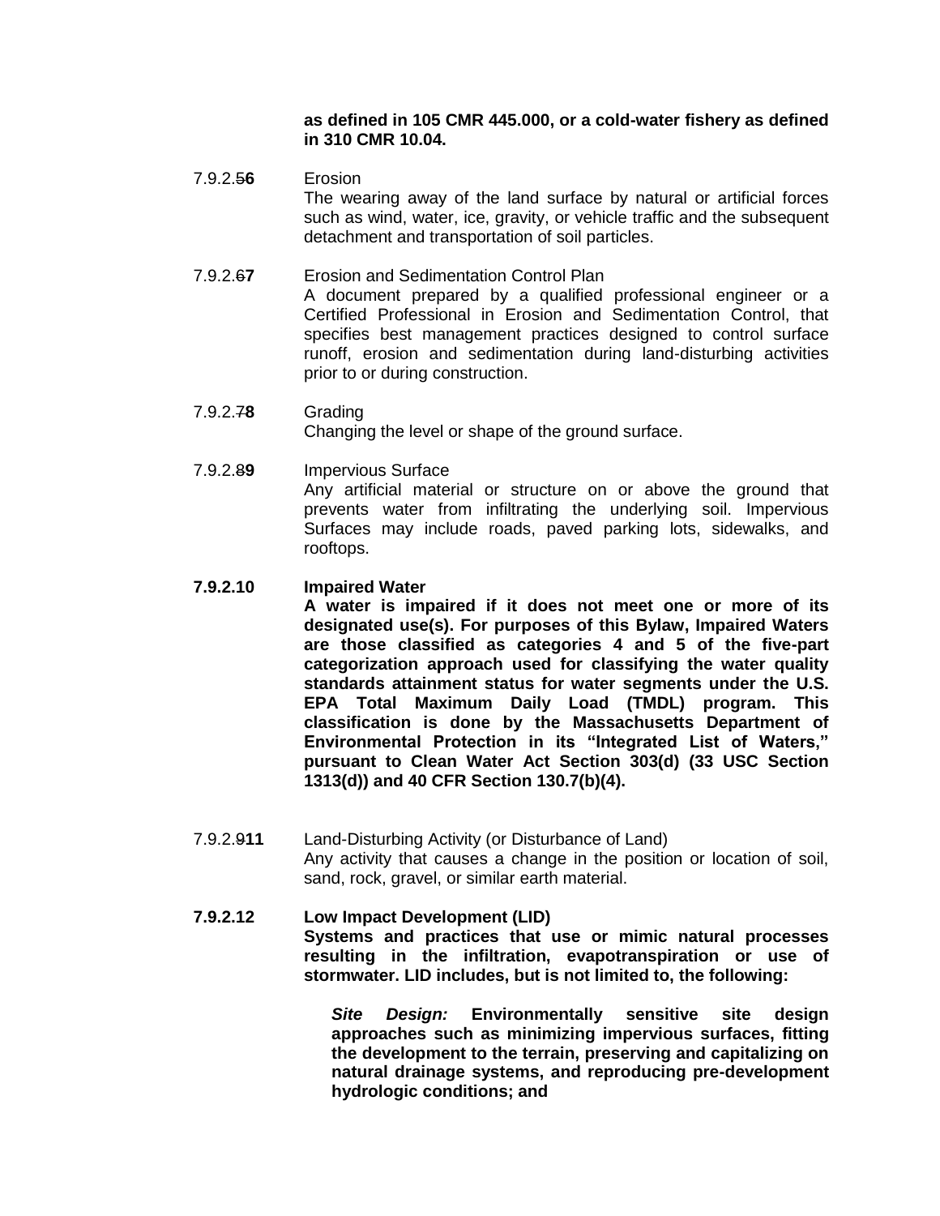**as defined in 105 CMR 445.000, or a cold-water fishery as defined in 310 CMR 10.04.**

7.9.2.~~5~~**6** Erosion
The wearing away of the land surface by natural or artificial forces such as wind, water, ice, gravity, or vehicle traffic and the subsequent detachment and transportation of soil particles.

7.9.2.~~6~~**7** Erosion and Sedimentation Control Plan
A document prepared by a qualified professional engineer or a Certified Professional in Erosion and Sedimentation Control, that specifies best management practices designed to control surface runoff, erosion and sedimentation during land-disturbing activities prior to or during construction.

7.9.2.~~7~~**8** Grading
Changing the level or shape of the ground surface.

7.9.2.~~8~~**9** Impervious Surface
Any artificial material or structure on or above the ground that prevents water from infiltrating the underlying soil. Impervious Surfaces may include roads, paved parking lots, sidewalks, and rooftops.

**7.9.2.10 Impaired Water**
**A water is impaired if it does not meet one or more of its designated use(s). For purposes of this Bylaw, Impaired Waters are those classified as categories 4 and 5 of the five-part categorization approach used for classifying the water quality standards attainment status for water segments under the U.S. EPA Total Maximum Daily Load (TMDL) program. This classification is done by the Massachusetts Department of Environmental Protection in its "Integrated List of Waters," pursuant to Clean Water Act Section 303(d) (33 USC Section 1313(d)) and 40 CFR Section 130.7(b)(4).**

7.9.2.~~9~~**11** Land-Disturbing Activity (or Disturbance of Land)
Any activity that causes a change in the position or location of soil, sand, rock, gravel, or similar earth material.

**7.9.2.12 Low Impact Development (LID)**
**Systems and practices that use or mimic natural processes resulting in the infiltration, evapotranspiration or use of stormwater. LID includes, but is not limited to, the following:**

***Site Design:*** **Environmentally sensitive site design approaches such as minimizing impervious surfaces, fitting the development to the terrain, preserving and capitalizing on natural drainage systems, and reproducing pre-development hydrologic conditions; and**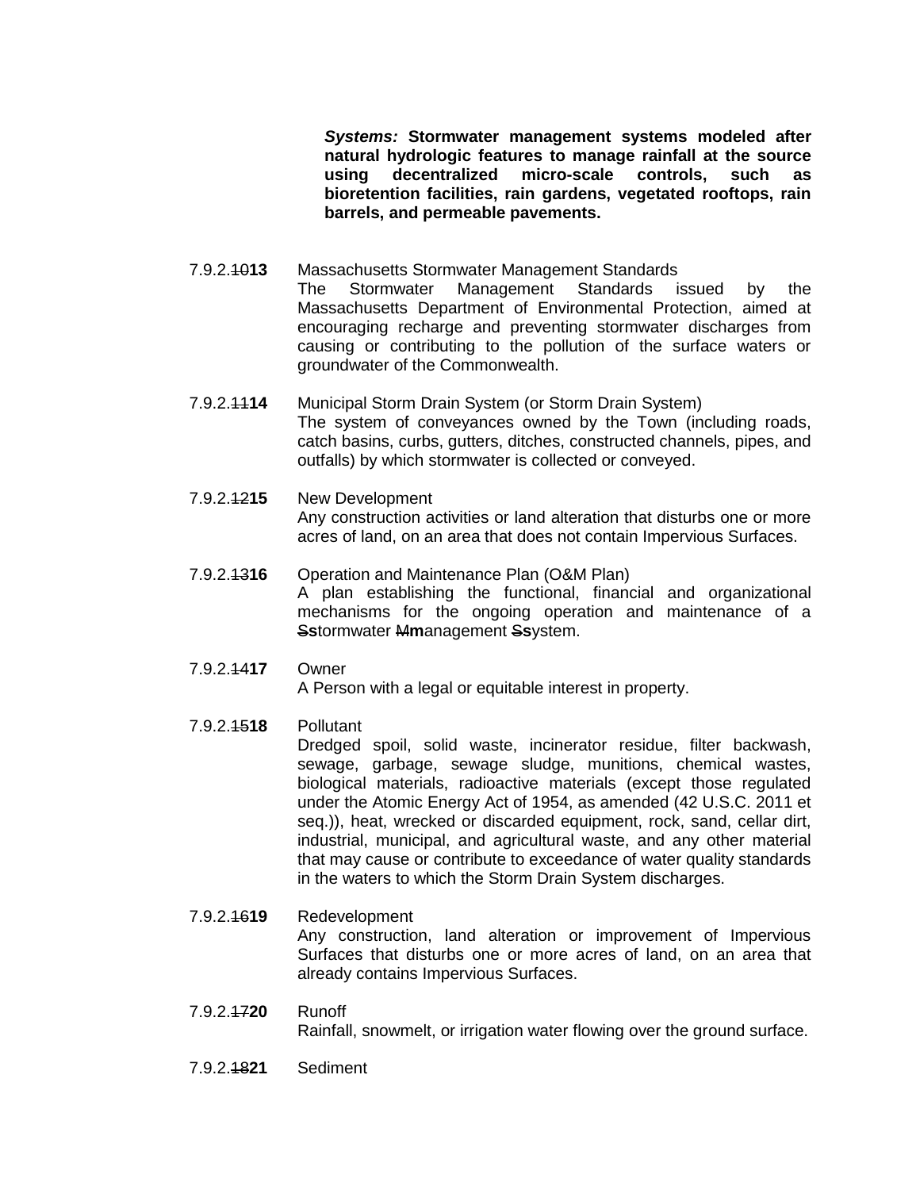***Systems:* Stormwater management systems modeled after natural hydrologic features to manage rainfall at the source using decentralized micro-scale controls, such as bioretention facilities, rain gardens, vegetated rooftops, rain barrels, and permeable pavements.**

7.9.2.~~10~~**13** Massachusetts Stormwater Management Standards
The Stormwater Management Standards issued by the Massachusetts Department of Environmental Protection, aimed at encouraging recharge and preventing stormwater discharges from causing or contributing to the pollution of the surface waters or groundwater of the Commonwealth.

7.9.2.~~11~~**14** Municipal Storm Drain System (or Storm Drain System)
The system of conveyances owned by the Town (including roads, catch basins, curbs, gutters, ditches, constructed channels, pipes, and outfalls) by which stormwater is collected or conveyed.

7.9.2.~~12~~**15** New Development
Any construction activities or land alteration that disturbs one or more acres of land, on an area that does not contain Impervious Surfaces.

7.9.2.~~13~~**16** Operation and Maintenance Plan (O&M Plan)
A plan establishing the functional, financial and organizational mechanisms for the ongoing operation and maintenance of a ~~S~~**s**tormwater ~~M~~**m**anagement ~~S~~**s**ystem.

7.9.2.~~14~~**17** Owner
A Person with a legal or equitable interest in property.

7.9.2.~~15~~**18** Pollutant
Dredged spoil, solid waste, incinerator residue, filter backwash, sewage, garbage, sewage sludge, munitions, chemical wastes, biological materials, radioactive materials (except those regulated under the Atomic Energy Act of 1954, as amended (42 U.S.C. 2011 et seq.)), heat, wrecked or discarded equipment, rock, sand, cellar dirt, industrial, municipal, and agricultural waste, and any other material that may cause or contribute to exceedance of water quality standards in the waters to which the Storm Drain System discharges.

7.9.2.~~16~~**19** Redevelopment
Any construction, land alteration or improvement of Impervious Surfaces that disturbs one or more acres of land, on an area that already contains Impervious Surfaces.

7.9.2.~~17~~**20** Runoff
Rainfall, snowmelt, or irrigation water flowing over the ground surface.

7.9.2.~~18~~**21** Sediment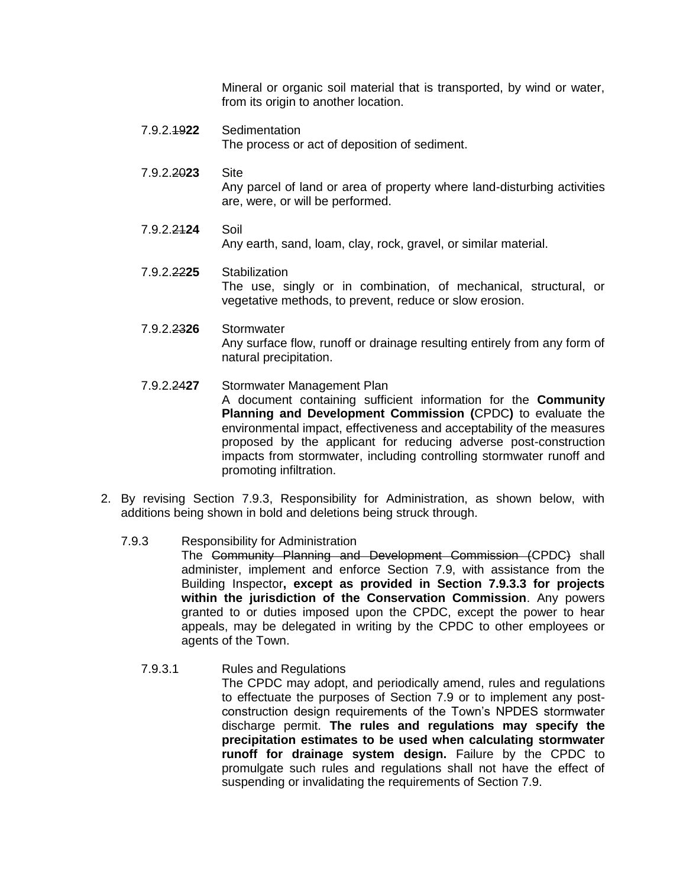Mineral or organic soil material that is transported, by wind or water, from its origin to another location.

7.9.2.~~19~~**22** Sedimentation
The process or act of deposition of sediment.

7.9.2.~~20~~**23** Site
Any parcel of land or area of property where land-disturbing activities are, were, or will be performed.

7.9.2.~~21~~**24** Soil
Any earth, sand, loam, clay, rock, gravel, or similar material.

7.9.2.~~22~~**25** Stabilization
The use, singly or in combination, of mechanical, structural, or vegetative methods, to prevent, reduce or slow erosion.

7.9.2.~~23~~**26** Stormwater
Any surface flow, runoff or drainage resulting entirely from any form of natural precipitation.

7.9.2.~~24~~**27** Stormwater Management Plan
A document containing sufficient information for the **Community Planning and Development Commission (**CPDC**)** to evaluate the environmental impact, effectiveness and acceptability of the measures proposed by the applicant for reducing adverse post-construction impacts from stormwater, including controlling stormwater runoff and promoting infiltration.

2. By revising Section 7.9.3, Responsibility for Administration, as shown below, with additions being shown in bold and deletions being struck through.

7.9.3 Responsibility for Administration
The ~~Community Planning and Development Commission (~~CPDC~~)~~ shall administer, implement and enforce Section 7.9, with assistance from the Building Inspector**, except as provided in Section 7.9.3.3 for projects within the jurisdiction of the Conservation Commission**. Any powers granted to or duties imposed upon the CPDC, except the power to hear appeals, may be delegated in writing by the CPDC to other employees or agents of the Town.

7.9.3.1 Rules and Regulations
The CPDC may adopt, and periodically amend, rules and regulations to effectuate the purposes of Section 7.9 or to implement any post-construction design requirements of the Town's NPDES stormwater discharge permit. **The rules and regulations may specify the precipitation estimates to be used when calculating stormwater runoff for drainage system design.** Failure by the CPDC to promulgate such rules and regulations shall not have the effect of suspending or invalidating the requirements of Section 7.9.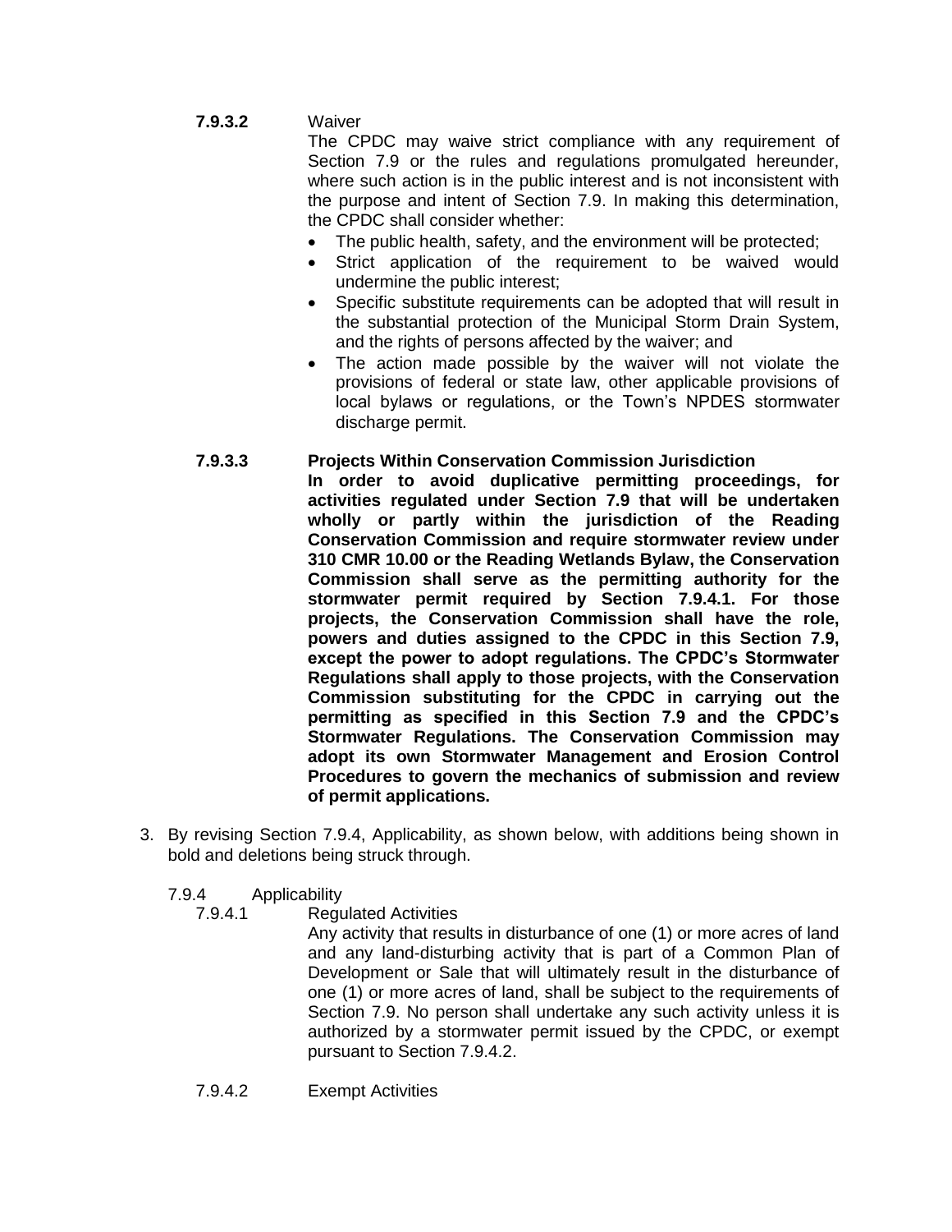**7.9.3.2** Waiver

The CPDC may waive strict compliance with any requirement of Section 7.9 or the rules and regulations promulgated hereunder, where such action is in the public interest and is not inconsistent with the purpose and intent of Section 7.9. In making this determination, the CPDC shall consider whether:

- The public health, safety, and the environment will be protected;
- Strict application of the requirement to be waived would undermine the public interest;
- Specific substitute requirements can be adopted that will result in the substantial protection of the Municipal Storm Drain System, and the rights of persons affected by the waiver; and
- The action made possible by the waiver will not violate the provisions of federal or state law, other applicable provisions of local bylaws or regulations, or the Town's NPDES stormwater discharge permit.

**7.9.3.3 Projects Within Conservation Commission Jurisdiction**

**In order to avoid duplicative permitting proceedings, for activities regulated under Section 7.9 that will be undertaken wholly or partly within the jurisdiction of the Reading Conservation Commission and require stormwater review under 310 CMR 10.00 or the Reading Wetlands Bylaw, the Conservation Commission shall serve as the permitting authority for the stormwater permit required by Section 7.9.4.1. For those projects, the Conservation Commission shall have the role, powers and duties assigned to the CPDC in this Section 7.9, except the power to adopt regulations. The CPDC's Stormwater Regulations shall apply to those projects, with the Conservation Commission substituting for the CPDC in carrying out the permitting as specified in this Section 7.9 and the CPDC's Stormwater Regulations. The Conservation Commission may adopt its own Stormwater Management and Erosion Control Procedures to govern the mechanics of submission and review of permit applications.**

3. By revising Section 7.9.4, Applicability, as shown below, with additions being shown in bold and deletions being struck through.

7.9.4 Applicability

7.9.4.1 Regulated Activities

Any activity that results in disturbance of one (1) or more acres of land and any land-disturbing activity that is part of a Common Plan of Development or Sale that will ultimately result in the disturbance of one (1) or more acres of land, shall be subject to the requirements of Section 7.9. No person shall undertake any such activity unless it is authorized by a stormwater permit issued by the CPDC, or exempt pursuant to Section 7.9.4.2.

7.9.4.2 Exempt Activities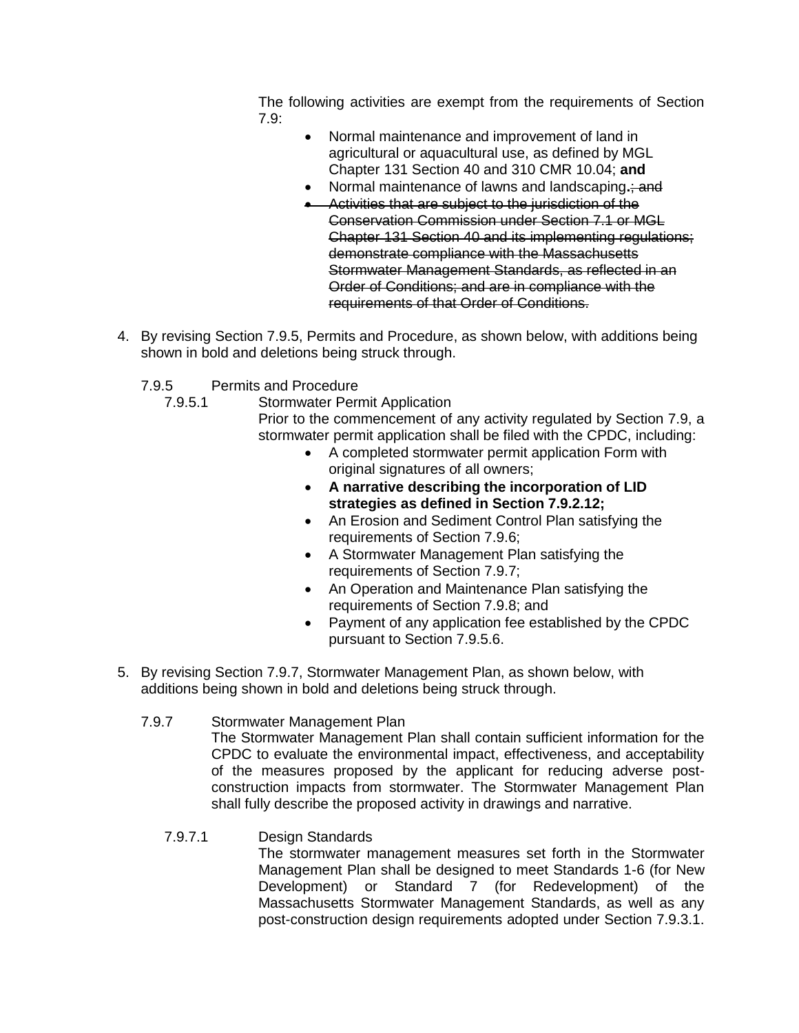The following activities are exempt from the requirements of Section 7.9:

- Normal maintenance and improvement of land in agricultural or aquacultural use, as defined by MGL Chapter 131 Section 40 and 310 CMR 10.04; **and**
- Normal maintenance of lawns and landscaping**.**~~; and~~
- ~~Activities that are subject to the jurisdiction of the Conservation Commission under Section 7.1 or MGL Chapter 131 Section 40 and its implementing regulations; demonstrate compliance with the Massachusetts Stormwater Management Standards, as reflected in an Order of Conditions; and are in compliance with the requirements of that Order of Conditions.~~

4. By revising Section 7.9.5, Permits and Procedure, as shown below, with additions being shown in bold and deletions being struck through.

7.9.5 Permits and Procedure

7.9.5.1 Stormwater Permit Application

Prior to the commencement of any activity regulated by Section 7.9, a stormwater permit application shall be filed with the CPDC, including:

- A completed stormwater permit application Form with original signatures of all owners;
- **A narrative describing the incorporation of LID strategies as defined in Section 7.9.2.12;**
- An Erosion and Sediment Control Plan satisfying the requirements of Section 7.9.6;
- A Stormwater Management Plan satisfying the requirements of Section 7.9.7;
- An Operation and Maintenance Plan satisfying the requirements of Section 7.9.8; and
- Payment of any application fee established by the CPDC pursuant to Section 7.9.5.6.

5. By revising Section 7.9.7, Stormwater Management Plan, as shown below, with additions being shown in bold and deletions being struck through.

7.9.7 Stormwater Management Plan

The Stormwater Management Plan shall contain sufficient information for the CPDC to evaluate the environmental impact, effectiveness, and acceptability of the measures proposed by the applicant for reducing adverse post-construction impacts from stormwater. The Stormwater Management Plan shall fully describe the proposed activity in drawings and narrative.

7.9.7.1 Design Standards

The stormwater management measures set forth in the Stormwater Management Plan shall be designed to meet Standards 1-6 (for New Development) or Standard 7 (for Redevelopment) of the Massachusetts Stormwater Management Standards, as well as any post-construction design requirements adopted under Section 7.9.3.1.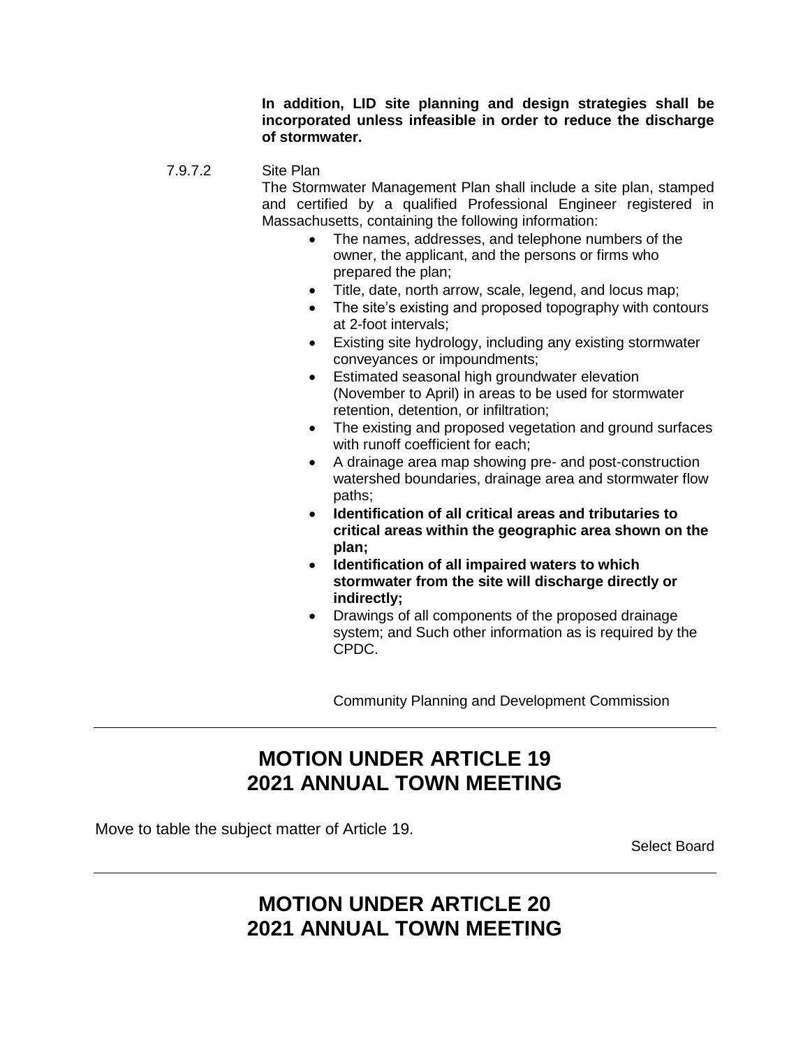**In addition, LID site planning and design strategies shall be incorporated unless infeasible in order to reduce the discharge of stormwater.**

7.9.7.2 Site Plan

The Stormwater Management Plan shall include a site plan, stamped and certified by a qualified Professional Engineer registered in Massachusetts, containing the following information:

- The names, addresses, and telephone numbers of the owner, the applicant, and the persons or firms who prepared the plan;
- Title, date, north arrow, scale, legend, and locus map;
- The site's existing and proposed topography with contours at 2-foot intervals;
- Existing site hydrology, including any existing stormwater conveyances or impoundments;
- Estimated seasonal high groundwater elevation (November to April) in areas to be used for stormwater retention, detention, or infiltration;
- The existing and proposed vegetation and ground surfaces with runoff coefficient for each;
- A drainage area map showing pre- and post-construction watershed boundaries, drainage area and stormwater flow paths;
- **Identification of all critical areas and tributaries to critical areas within the geographic area shown on the plan;**
- **Identification of all impaired waters to which stormwater from the site will discharge directly or indirectly;**
- Drawings of all components of the proposed drainage system; and Such other information as is required by the CPDC.

Community Planning and Development Commission

---

## MOTION UNDER ARTICLE 19
## 2021 ANNUAL TOWN MEETING

Move to table the subject matter of Article 19.

Select Board

---

## MOTION UNDER ARTICLE 20
## 2021 ANNUAL TOWN MEETING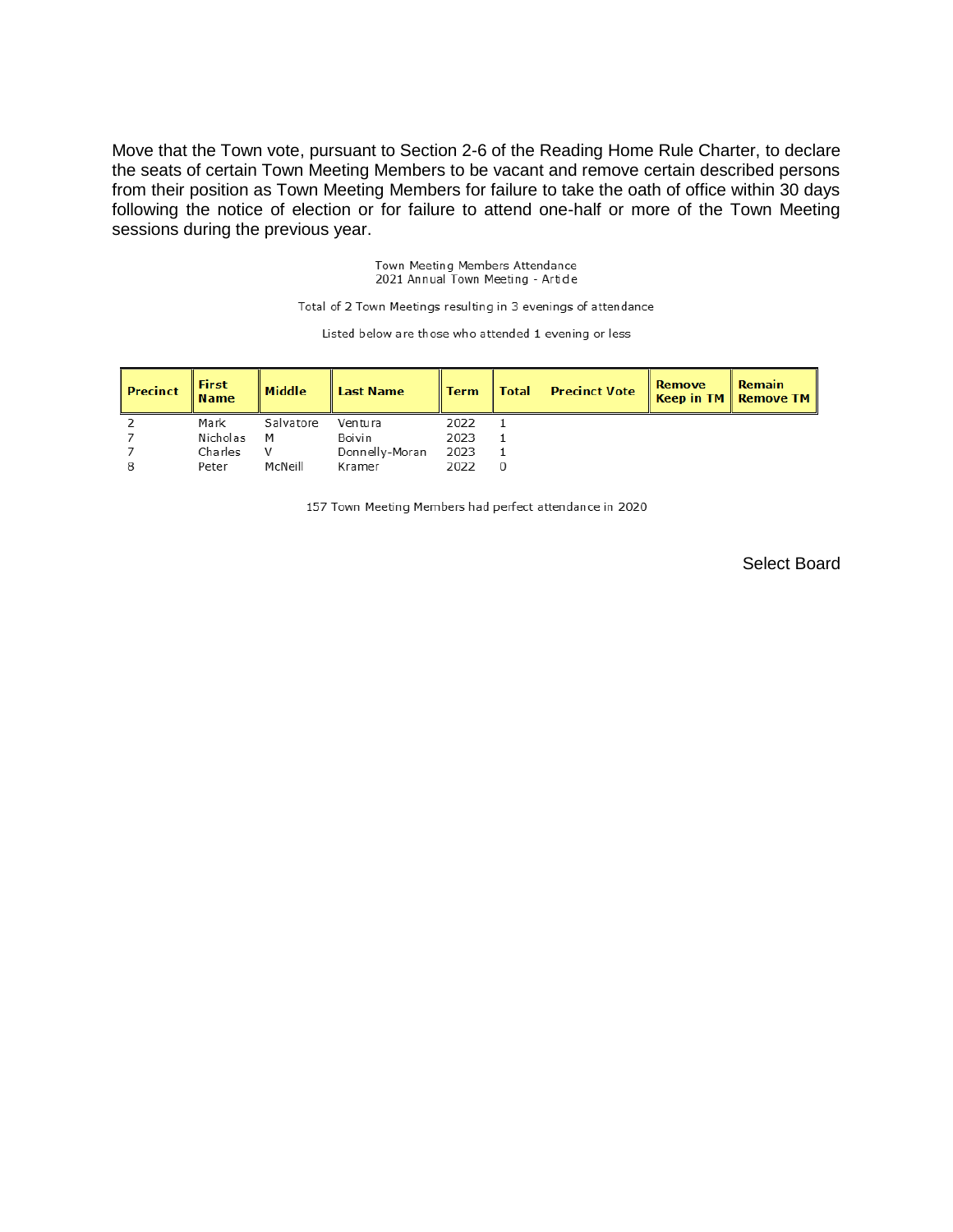Move that the Town vote, pursuant to Section 2-6 of the Reading Home Rule Charter, to declare the seats of certain Town Meeting Members to be vacant and remove certain described persons from their position as Town Meeting Members for failure to take the oath of office within 30 days following the notice of election or for failure to attend one-half or more of the Town Meeting sessions during the previous year.

Town Meeting Members Attendance
2021 Annual Town Meeting - Article

Total of 2 Town Meetings resulting in 3 evenings of attendance

Listed below are those who attended 1 evening or less

| Precinct | First Name | Middle | Last Name | Term | Total | Precinct Vote | Remove Keep in TM | Remain Remove TM |
|---|---|---|---|---|---|---|---|---|
| 2 | Mark | Salvatore | Ventura | 2022 | 1 | | | |
| 7 | Nicholas | M | Boivin | 2023 | 1 | | | |
| 7 | Charles | V | Donnelly-Moran | 2023 | 1 | | | |
| 8 | Peter | McNeill | Kramer | 2022 | 0 | | | |

157 Town Meeting Members had perfect attendance in 2020

Select Board